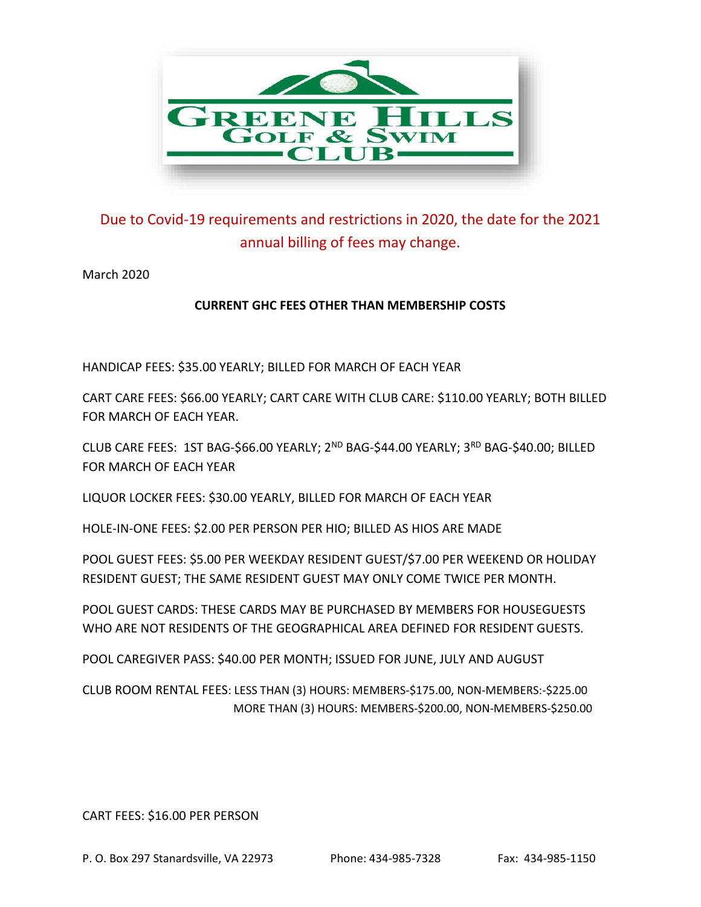# GREENE HILLS GOLF & SWIM CLUB

Due to Covid-19 requirements and restrictions in 2020, the date for the 2021 annual billing of fees may change.

March 2020

**CURRENT GHC FEES OTHER THAN MEMBERSHIP COSTS**

HANDICAP FEES: $35.00 YEARLY; BILLED FOR MARCH OF EACH YEAR

CART CARE FEES: $66.00 YEARLY; CART CARE WITH CLUB CARE: $110.00 YEARLY; BOTH BILLED FOR MARCH OF EACH YEAR.

CLUB CARE FEES: 1ST BAG-$66.00 YEARLY; 2ND BAG-$44.00 YEARLY; 3RD BAG-$40.00; BILLED FOR MARCH OF EACH YEAR

LIQUOR LOCKER FEES: $30.00 YEARLY, BILLED FOR MARCH OF EACH YEAR

HOLE-IN-ONE FEES: $2.00 PER PERSON PER HIO; BILLED AS HIOS ARE MADE

POOL GUEST FEES: $5.00 PER WEEKDAY RESIDENT GUEST/$7.00 PER WEEKEND OR HOLIDAY RESIDENT GUEST; THE SAME RESIDENT GUEST MAY ONLY COME TWICE PER MONTH.

POOL GUEST CARDS: THESE CARDS MAY BE PURCHASED BY MEMBERS FOR HOUSEGUESTS WHO ARE NOT RESIDENTS OF THE GEOGRAPHICAL AREA DEFINED FOR RESIDENT GUESTS.

POOL CAREGIVER PASS: $40.00 PER MONTH; ISSUED FOR JUNE, JULY AND AUGUST

CLUB ROOM RENTAL FEES: LESS THAN (3) HOURS: MEMBERS-$175.00, NON-MEMBERS:-$225.00
MORE THAN (3) HOURS: MEMBERS-$200.00, NON-MEMBERS-$250.00

CART FEES: $16.00 PER PERSON

P. O. Box 297 Stanardsville, VA 22973 Phone: 434-985-7328 Fax: 434-985-1150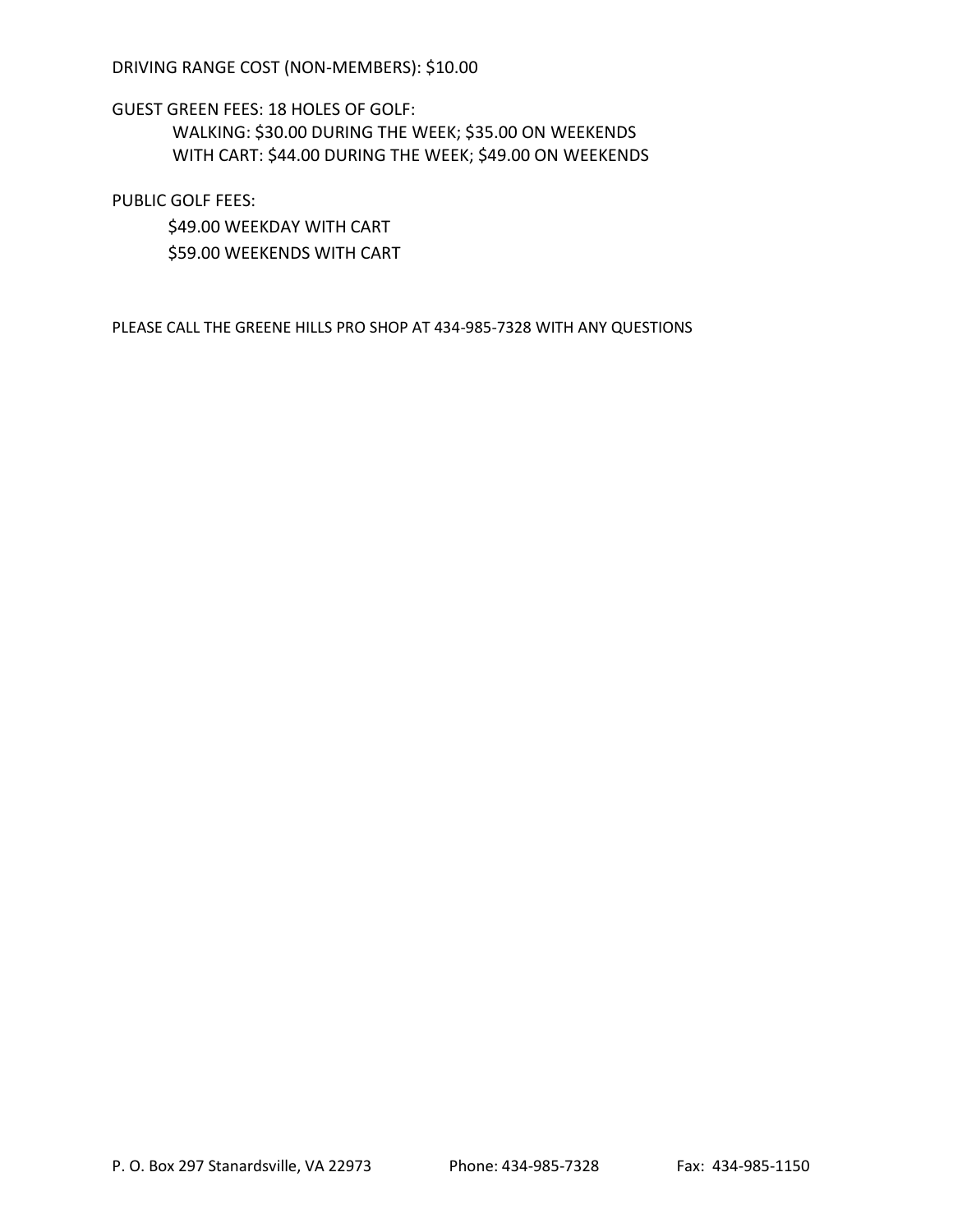DRIVING RANGE COST (NON-MEMBERS): $10.00

GUEST GREEN FEES: 18 HOLES OF GOLF:

WALKING: $30.00 DURING THE WEEK; $35.00 ON WEEKENDS

WITH CART: $44.00 DURING THE WEEK; $49.00 ON WEEKENDS

PUBLIC GOLF FEES:

$49.00 WEEKDAY WITH CART

$59.00 WEEKENDS WITH CART

PLEASE CALL THE GREENE HILLS PRO SHOP AT 434-985-7328 WITH ANY QUESTIONS

P. O. Box 297 Stanardsville, VA 22973 Phone: 434-985-7328 Fax: 434-985-1150